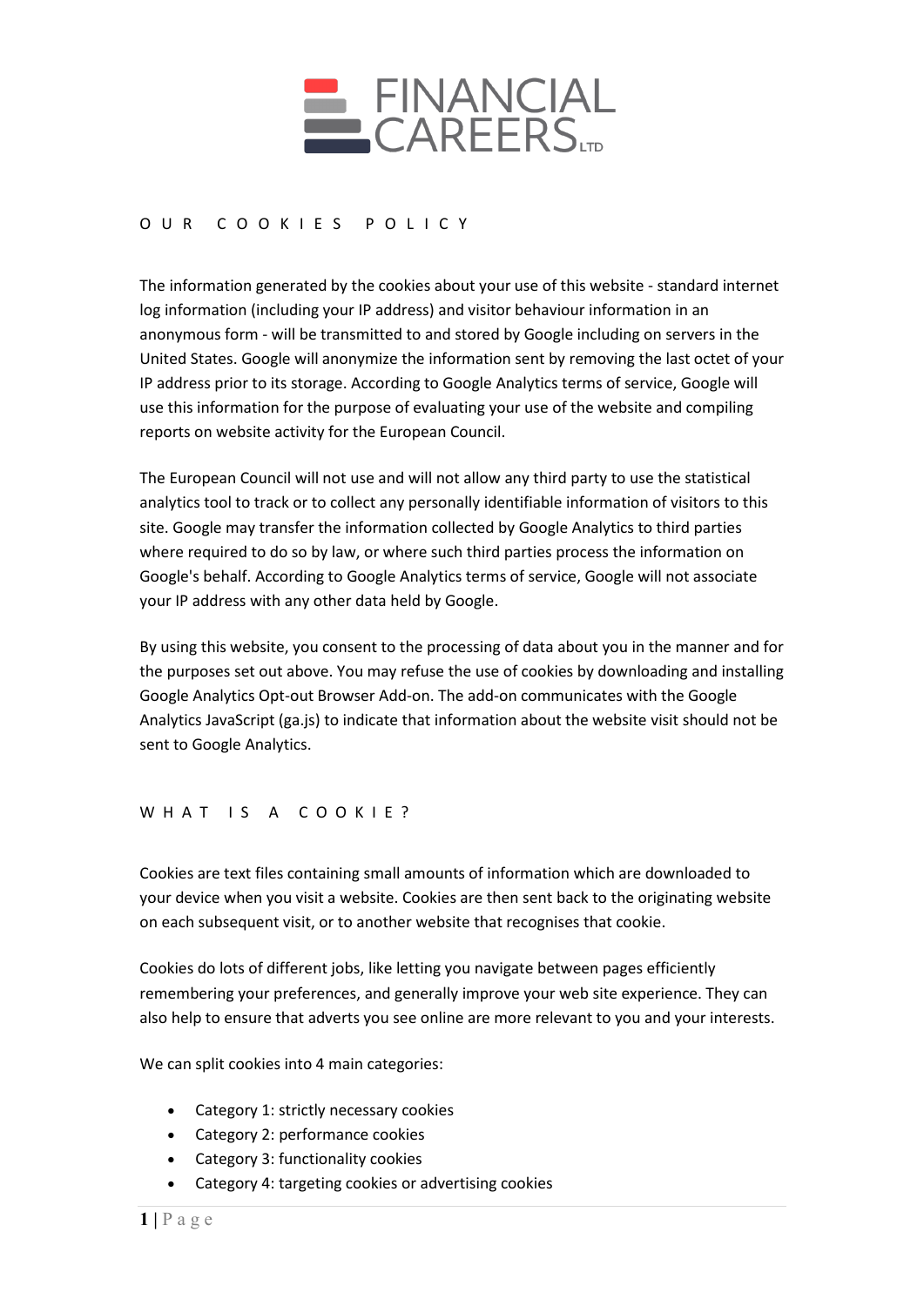FINANCIAL CAREERS LTD

## OUR COOKIES POLICY

The information generated by the cookies about your use of this website - standard internet log information (including your IP address) and visitor behaviour information in an anonymous form - will be transmitted to and stored by Google including on servers in the United States. Google will anonymize the information sent by removing the last octet of your IP address prior to its storage. According to Google Analytics terms of service, Google will use this information for the purpose of evaluating your use of the website and compiling reports on website activity for the European Council.

The European Council will not use and will not allow any third party to use the statistical analytics tool to track or to collect any personally identifiable information of visitors to this site. Google may transfer the information collected by Google Analytics to third parties where required to do so by law, or where such third parties process the information on Google's behalf. According to Google Analytics terms of service, Google will not associate your IP address with any other data held by Google.

By using this website, you consent to the processing of data about you in the manner and for the purposes set out above. You may refuse the use of cookies by downloading and installing Google Analytics Opt-out Browser Add-on. The add-on communicates with the Google Analytics JavaScript (ga.js) to indicate that information about the website visit should not be sent to Google Analytics.

## WHAT IS A COOKIE?

Cookies are text files containing small amounts of information which are downloaded to your device when you visit a website. Cookies are then sent back to the originating website on each subsequent visit, or to another website that recognises that cookie.

Cookies do lots of different jobs, like letting you navigate between pages efficiently remembering your preferences, and generally improve your web site experience. They can also help to ensure that adverts you see online are more relevant to you and your interests.

We can split cookies into 4 main categories:

- Category 1: strictly necessary cookies
- Category 2: performance cookies
- Category 3: functionality cookies
- Category 4: targeting cookies or advertising cookies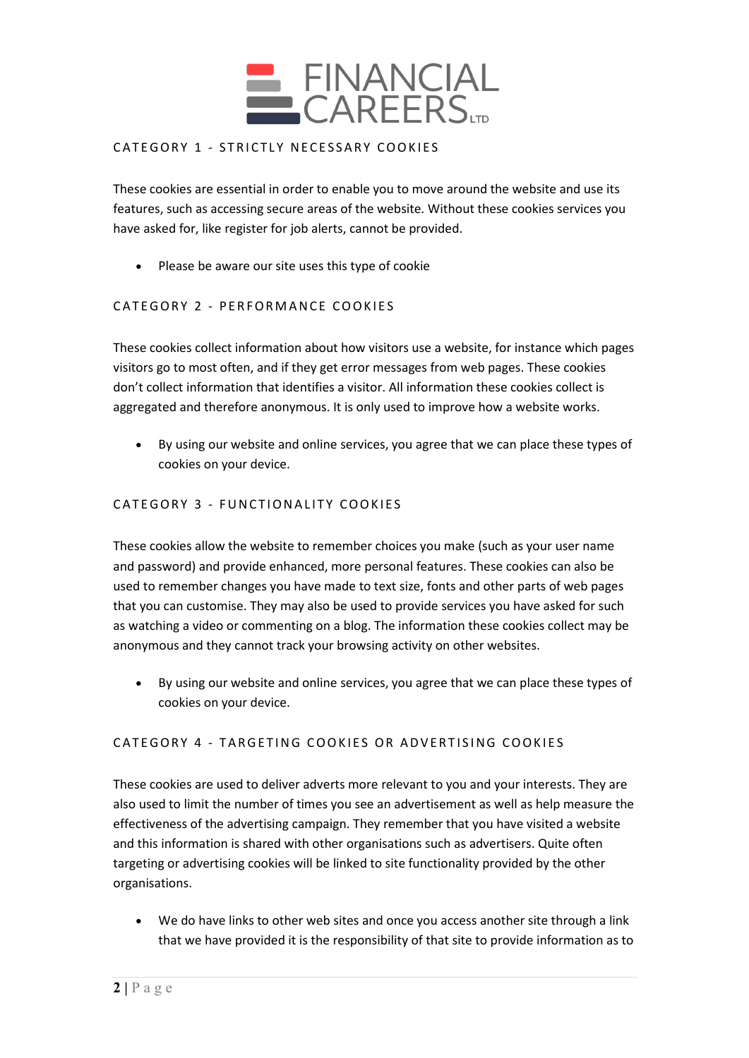## CATEGORY 1 - STRICTLY NECESSARY COOKIES

These cookies are essential in order to enable you to move around the website and use its features, such as accessing secure areas of the website. Without these cookies services you have asked for, like register for job alerts, cannot be provided.

- Please be aware our site uses this type of cookie

## CATEGORY 2 - PERFORMANCE COOKIES

These cookies collect information about how visitors use a website, for instance which pages visitors go to most often, and if they get error messages from web pages. These cookies don't collect information that identifies a visitor. All information these cookies collect is aggregated and therefore anonymous. It is only used to improve how a website works.

- By using our website and online services, you agree that we can place these types of cookies on your device.

## CATEGORY 3 - FUNCTIONALITY COOKIES

These cookies allow the website to remember choices you make (such as your user name and password) and provide enhanced, more personal features. These cookies can also be used to remember changes you have made to text size, fonts and other parts of web pages that you can customise. They may also be used to provide services you have asked for such as watching a video or commenting on a blog. The information these cookies collect may be anonymous and they cannot track your browsing activity on other websites.

- By using our website and online services, you agree that we can place these types of cookies on your device.

## CATEGORY 4 - TARGETING COOKIES OR ADVERTISING COOKIES

These cookies are used to deliver adverts more relevant to you and your interests. They are also used to limit the number of times you see an advertisement as well as help measure the effectiveness of the advertising campaign. They remember that you have visited a website and this information is shared with other organisations such as advertisers. Quite often targeting or advertising cookies will be linked to site functionality provided by the other organisations.

- We do have links to other web sites and once you access another site through a link that we have provided it is the responsibility of that site to provide information as to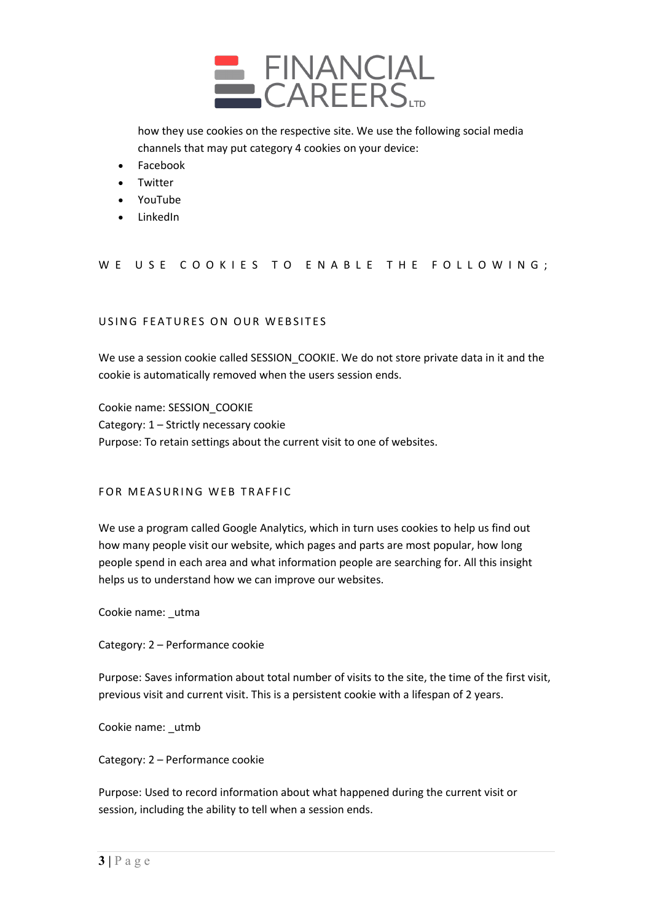how they use cookies on the respective site. We use the following social media channels that may put category 4 cookies on your device:

- Facebook
- Twitter
- YouTube
- LinkedIn

## WE USE COOKIES TO ENABLE THE FOLLOWING;

### USING FEATURES ON OUR WEBSITES

We use a session cookie called SESSION_COOKIE. We do not store private data in it and the cookie is automatically removed when the users session ends.

Cookie name: SESSION_COOKIE
Category: 1 – Strictly necessary cookie
Purpose: To retain settings about the current visit to one of websites.

### FOR MEASURING WEB TRAFFIC

We use a program called Google Analytics, which in turn uses cookies to help us find out how many people visit our website, which pages and parts are most popular, how long people spend in each area and what information people are searching for. All this insight helps us to understand how we can improve our websites.

Cookie name: _utma

Category: 2 – Performance cookie

Purpose: Saves information about total number of visits to the site, the time of the first visit, previous visit and current visit. This is a persistent cookie with a lifespan of 2 years.

Cookie name: _utmb

Category: 2 – Performance cookie

Purpose: Used to record information about what happened during the current visit or session, including the ability to tell when a session ends.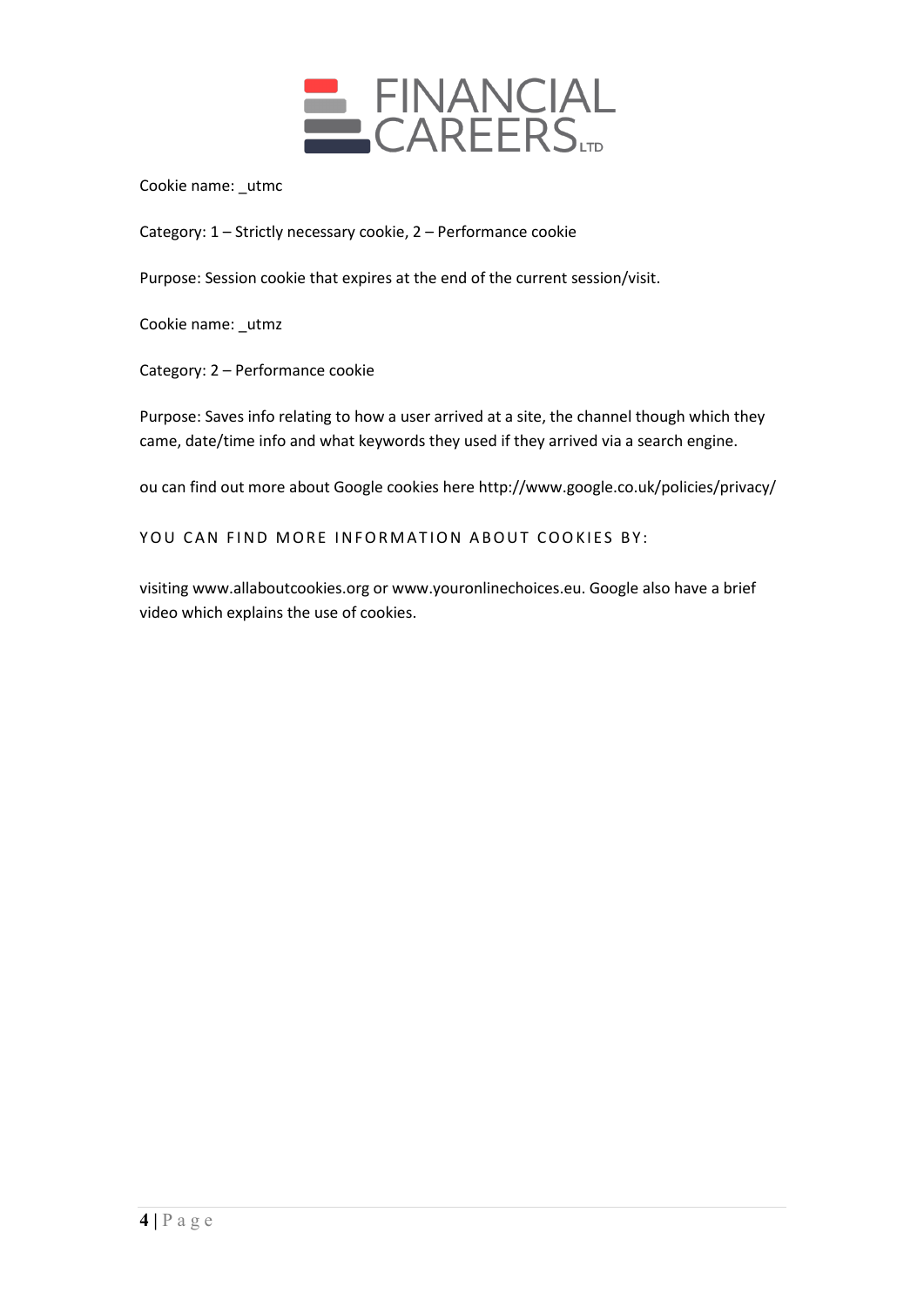Cookie name: _utmc

Category: 1 – Strictly necessary cookie, 2 – Performance cookie

Purpose: Session cookie that expires at the end of the current session/visit.

Cookie name: _utmz

Category: 2 – Performance cookie

Purpose: Saves info relating to how a user arrived at a site, the channel though which they came, date/time info and what keywords they used if they arrived via a search engine.

ou can find out more about Google cookies here http://www.google.co.uk/policies/privacy/

## YOU CAN FIND MORE INFORMATION ABOUT COOKIES BY:

visiting www.allaboutcookies.org or www.youronlinechoices.eu. Google also have a brief video which explains the use of cookies.